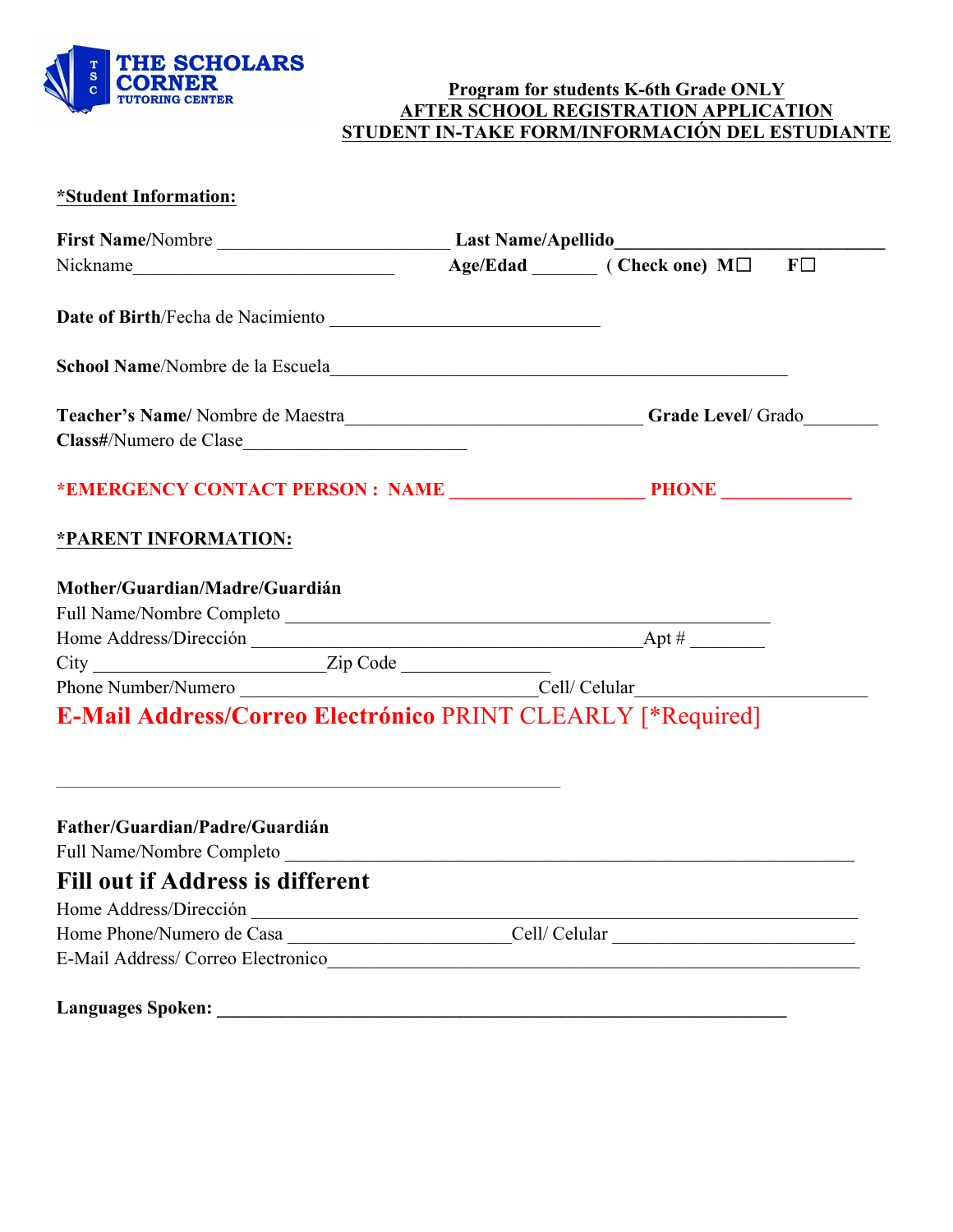THE SCHOLARS CORNER
TUTORING CENTER

**Program for students K-6th Grade ONLY**
**AFTER SCHOOL REGISTRATION APPLICATION**
**STUDENT IN-TAKE FORM/INFORMACIÓN DEL ESTUDIANTE**

**\*Student Information:**

**First Name**/Nombre ________________________ **Last Name/Apellido**____________________________

Nickname____________________________ **Age/Edad** _______ **( Check one) M☐ F☐**

**Date of Birth**/Fecha de Nacimiento ____________________________

**School Name**/Nombre de la Escuela________________________________________________

**Teacher's Name/** Nombre de Maestra_______________________________ **Grade Level**/ Grado________

**Class#**/Numero de Clase______________________

**\*EMERGENCY CONTACT PERSON : NAME ____________________ PHONE _____________**

**\*PARENT INFORMATION:**

**Mother/Guardian/Madre/Guardián**

Full Name/Nombre Completo ___________________________________________________

Home Address/Dirección _________________________________________Apt # ________

City _________________________Zip Code ________________

Phone Number/Numero ________________________________Cell/ Celular______________________

**E-Mail Address/Correo Electrónico** PRINT CLEARLY [*Required]

_______________________________________________________

**Father/Guardian/Padre/Guardián**

Full Name/Nombre Completo ___________________________________________________________

**Fill out if Address is different**

Home Address/Dirección _________________________________________________________________

Home Phone/Numero de Casa _______________________Cell/ Celular _________________________

E-Mail Address/ Correo Electronico__________________________________________________________

**Languages Spoken: ______________________________________________________________**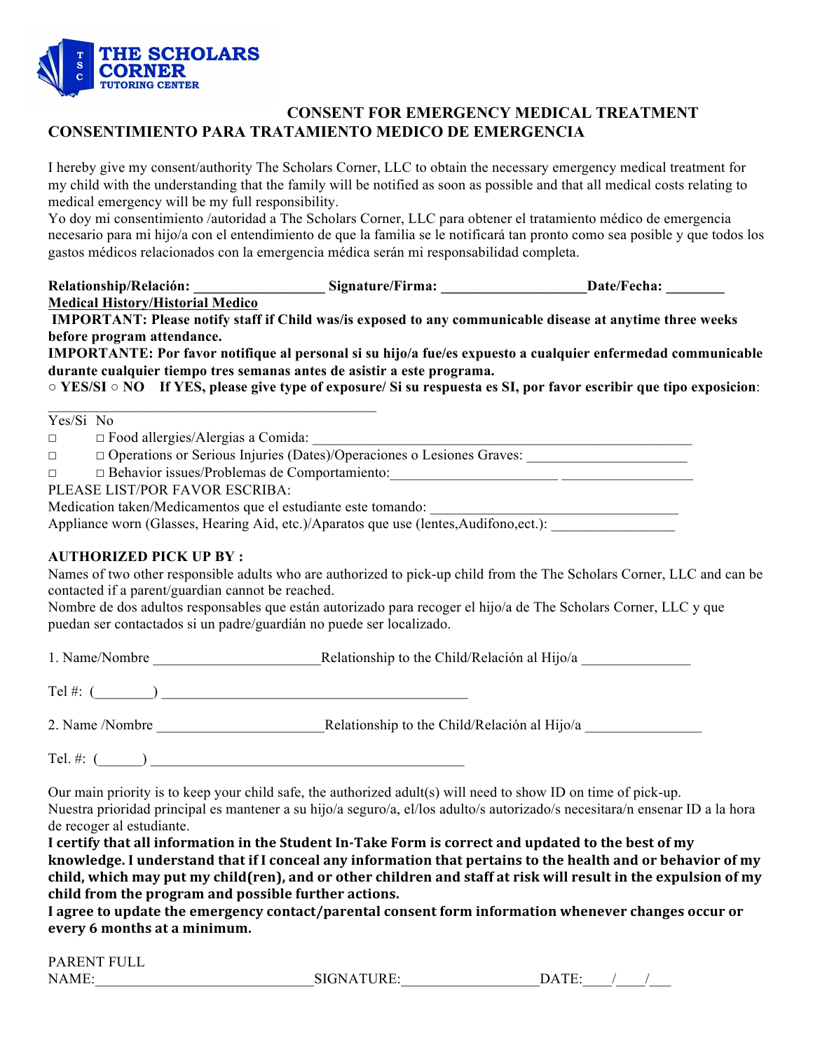**THE SCHOLARS CORNER**
**TUTORING CENTER**

## CONSENT FOR EMERGENCY MEDICAL TREATMENT
## CONSENTIMIENTO PARA TRATAMIENTO MEDICO DE EMERGENCIA

I hereby give my consent/authority The Scholars Corner, LLC to obtain the necessary emergency medical treatment for my child with the understanding that the family will be notified as soon as possible and that all medical costs relating to medical emergency will be my full responsibility.
Yo doy mi consentimiento /autoridad a The Scholars Corner, LLC para obtener el tratamiento médico de emergencia necesario para mi hijo/a con el entendimiento de que la familia se le notificará tan pronto como sea posible y que todos los gastos médicos relacionados con la emergencia médica serán mi responsabilidad completa.

**Relationship/Relación: _________________ Signature/Firma: ___________________Date/Fecha: ________**

**Medical History/Historial Medico**

**IMPORTANT: Please notify staff if Child was/is exposed to any communicable disease at anytime three weeks before program attendance.**

**IMPORTANTE: Por favor notifique al personal si su hijo/a fue/es expuesto a cualquier enfermedad communicable durante cualquier tiempo tres semanas antes de asistir a este programa.**

**○ YES/SI ○ NO If YES, please give type of exposure/ Si su respuesta es SI, por favor escribir que tipo exposicion**:
___________________________________________

Yes/Si No
□ □ Food allergies/Alergias a Comida: _____________________________________________________
□ □ Operations or Serious Injuries (Dates)/Operaciones o Lesiones Graves: _____________________
□ □ Behavior issues/Problemas de Comportamiento:______________________ _________________

PLEASE LIST/POR FAVOR ESCRIBA:
Medication taken/Medicamentos que el estudiante este tomando: _________________________________
Appliance worn (Glasses, Hearing Aid, etc.)/Aparatos que use (lentes,Audifono,ect.): ________________

**AUTHORIZED PICK UP BY :**

Names of two other responsible adults who are authorized to pick-up child from the The Scholars Corner, LLC and can be contacted if a parent/guardian cannot be reached.
Nombre de dos adultos responsables que están autorizado para recoger el hijo/a de The Scholars Corner, LLC y que puedan ser contactados si un padre/guardián no puede ser localizado.

1. Name/Nombre ______________________Relationship to the Child/Relación al Hijo/a ______________

Tel #: (________) __________________________________________

2. Name /Nombre ______________________Relationship to the Child/Relación al Hijo/a _______________

Tel. #: (______) ___________________________________________

Our main priority is to keep your child safe, the authorized adult(s) will need to show ID on time of pick-up.
Nuestra prioridad principal es mantener a su hijo/a seguro/a, el/los adulto/s autorizado/s necesitara/n ensenar ID a la hora de recoger al estudiante.

**I certify that all information in the Student In-Take Form is correct and updated to the best of my knowledge. I understand that if I conceal any information that pertains to the health and or behavior of my child, which may put my child(ren), and or other children and staff at risk will result in the expulsion of my child from the program and possible further actions.**

**I agree to update the emergency contact/parental consent form information whenever changes occur or every 6 months at a minimum.**

PARENT FULL NAME:_____________________________SIGNATURE:__________________DATE:____/____/___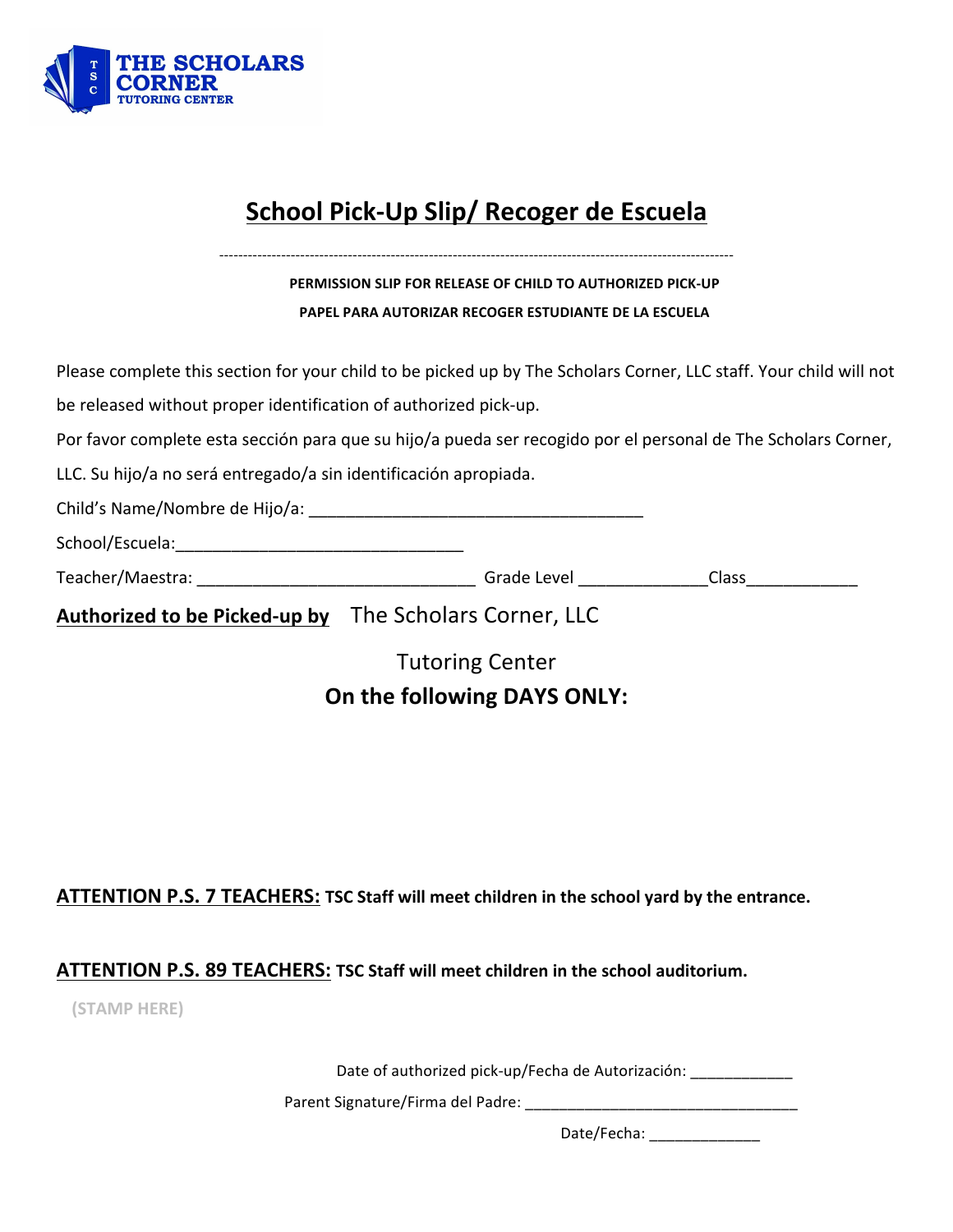**THE SCHOLARS CORNER**
**TUTORING CENTER**

# School Pick-Up Slip/ Recoger de Escuela

---

**PERMISSION SLIP FOR RELEASE OF CHILD TO AUTHORIZED PICK-UP**

**PAPEL PARA AUTORIZAR RECOGER ESTUDIANTE DE LA ESCUELA**

Please complete this section for your child to be picked up by The Scholars Corner, LLC staff. Your child will not be released without proper identification of authorized pick-up.

Por favor complete esta sección para que su hijo/a pueda ser recogido por el personal de The Scholars Corner, LLC. Su hijo/a no será entregado/a sin identificación apropiada.

Child's Name/Nombre de Hijo/a: _____________________________________

School/Escuela:________________________________

Teacher/Maestra: ______________________________ Grade Level _____________Class____________

**Authorized to be Picked-up by** The Scholars Corner, LLC

Tutoring Center

**On the following DAYS ONLY:**

**ATTENTION P.S. 7 TEACHERS:** **TSC Staff will meet children in the school yard by the entrance.**

**ATTENTION P.S. 89 TEACHERS:** **TSC Staff will meet children in the school auditorium.**

**(STAMP HERE)**

Date of authorized pick-up/Fecha de Autorización: ____________

Parent Signature/Firma del Padre: ________________________________

Date/Fecha: _____________